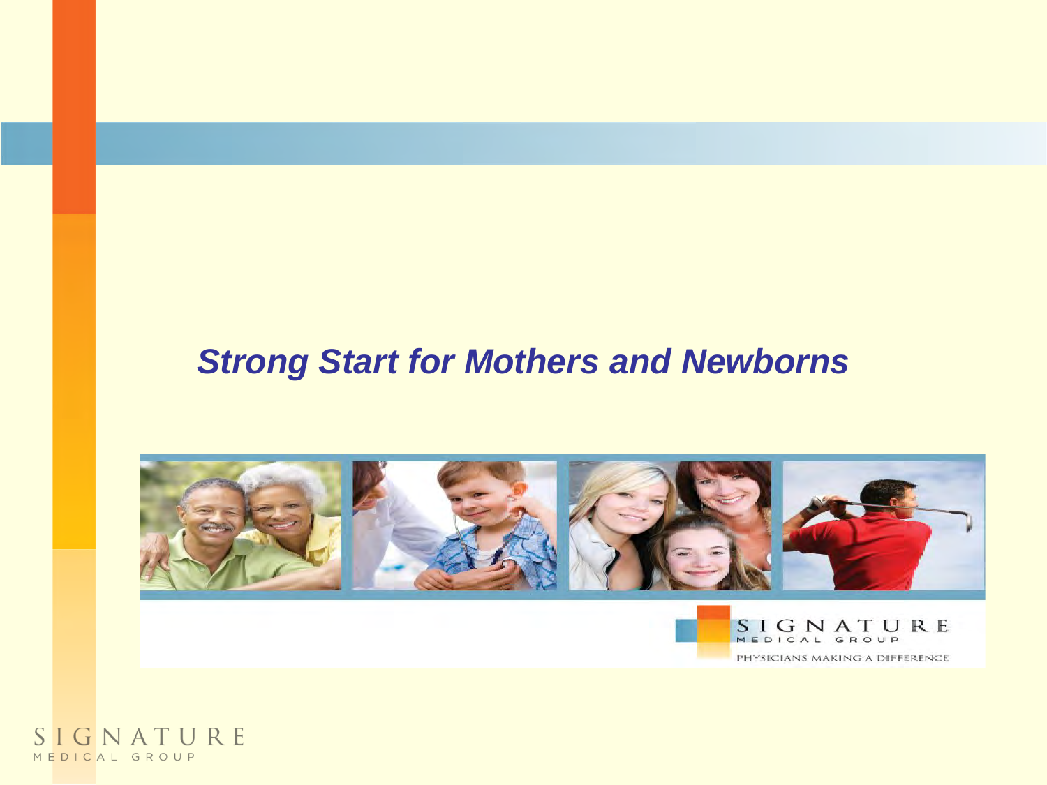# *Strong Start for Mothers and Newborns*

SIGNATURE MEDICAL GROUP

PHYSICIANS MAKING A DIFFERENCE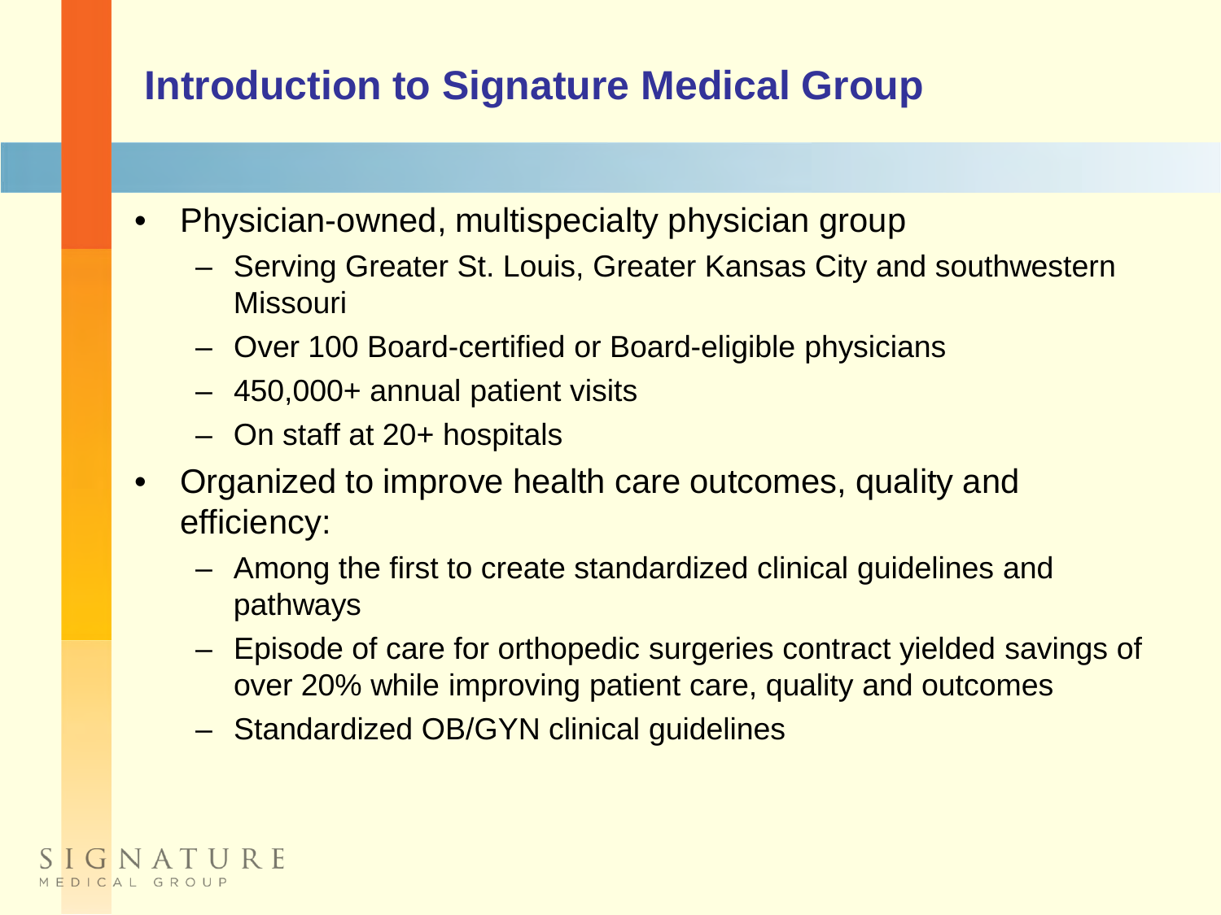# Introduction to Signature Medical Group

- Physician-owned, multispecialty physician group
  - Serving Greater St. Louis, Greater Kansas City and southwestern Missouri
  - Over 100 Board-certified or Board-eligible physicians
  - 450,000+ annual patient visits
  - On staff at 20+ hospitals
- Organized to improve health care outcomes, quality and efficiency:
  - Among the first to create standardized clinical guidelines and pathways
  - Episode of care for orthopedic surgeries contract yielded savings of over 20% while improving patient care, quality and outcomes
  - Standardized OB/GYN clinical guidelines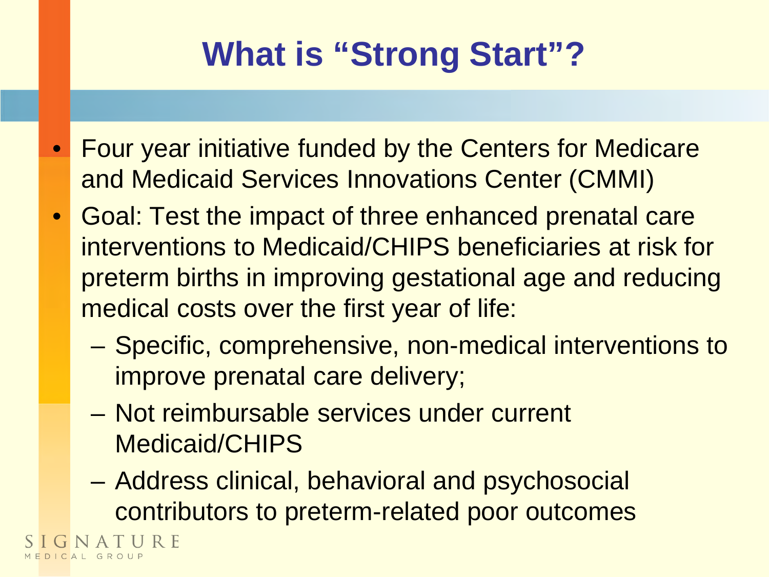# What is “Strong Start”?

- Four year initiative funded by the Centers for Medicare and Medicaid Services Innovations Center (CMMI)
- Goal: Test the impact of three enhanced prenatal care interventions to Medicaid/CHIPS beneficiaries at risk for preterm births in improving gestational age and reducing medical costs over the first year of life:
  - Specific, comprehensive, non-medical interventions to improve prenatal care delivery;
  - Not reimbursable services under current Medicaid/CHIPS
  - Address clinical, behavioral and psychosocial contributors to preterm-related poor outcomes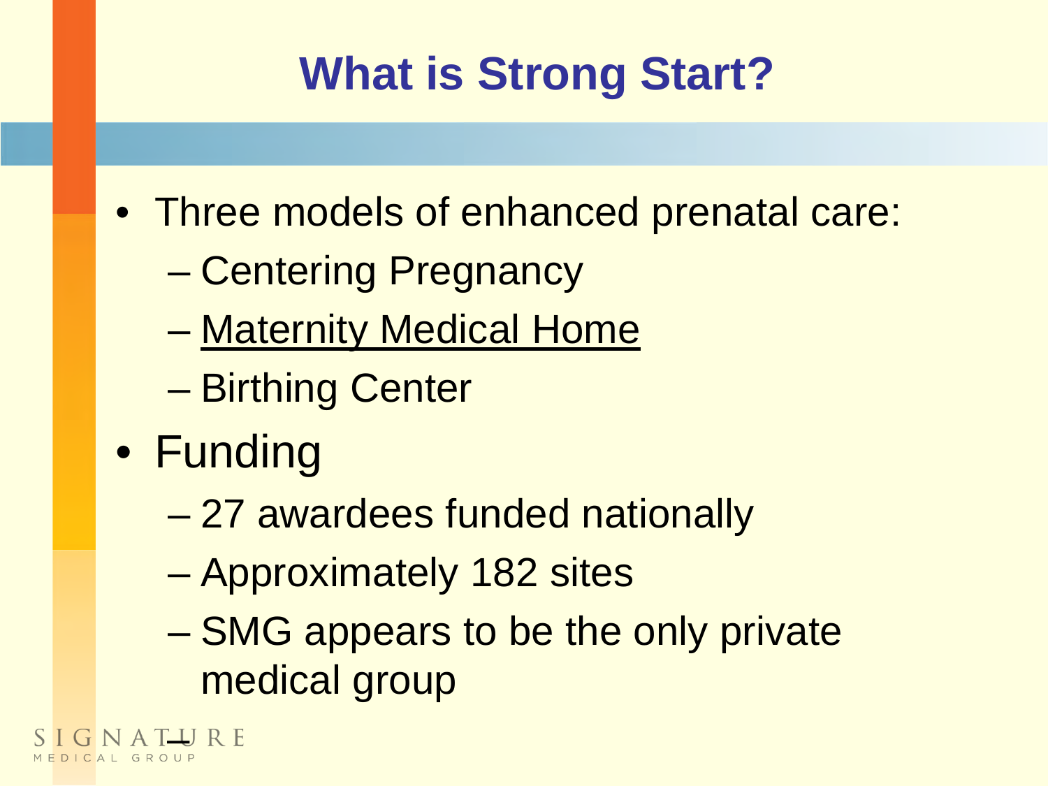# What is Strong Start?

- Three models of enhanced prenatal care:
  - Centering Pregnancy
  - <u>Maternity Medical Home</u>
  - Birthing Center
- Funding
  - 27 awardees funded nationally
  - Approximately 182 sites
  - SMG appears to be the only private medical group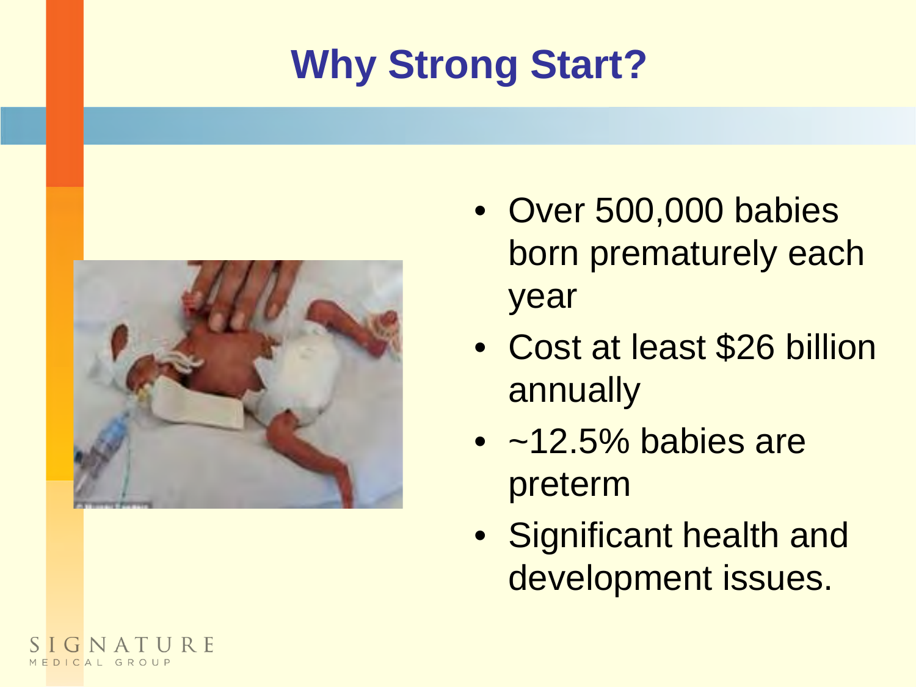# Why Strong Start?

- Over 500,000 babies born prematurely each year
- Cost at least $26 billion annually
- ~12.5% babies are preterm
- Significant health and development issues.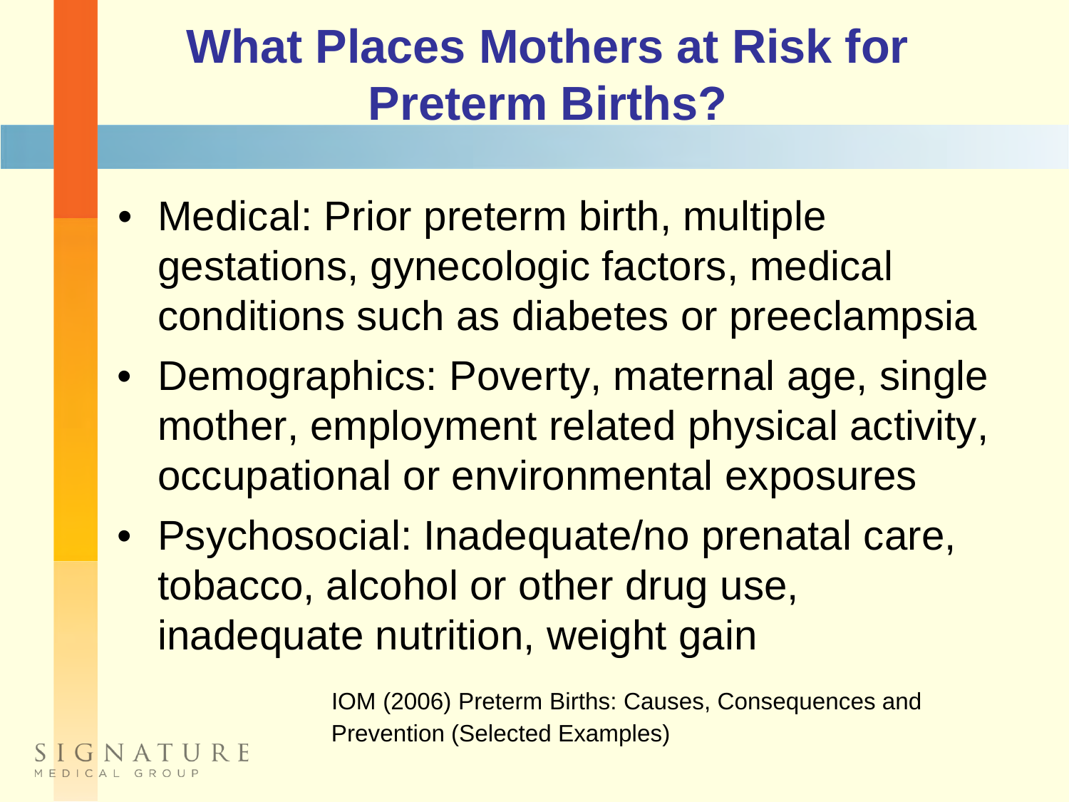# What Places Mothers at Risk for Preterm Births?

- Medical: Prior preterm birth, multiple gestations, gynecologic factors, medical conditions such as diabetes or preeclampsia
- Demographics: Poverty, maternal age, single mother, employment related physical activity, occupational or environmental exposures
- Psychosocial: Inadequate/no prenatal care, tobacco, alcohol or other drug use, inadequate nutrition, weight gain

IOM (2006) Preterm Births: Causes, Consequences and Prevention (Selected Examples)

SIGNATURE MEDICAL GROUP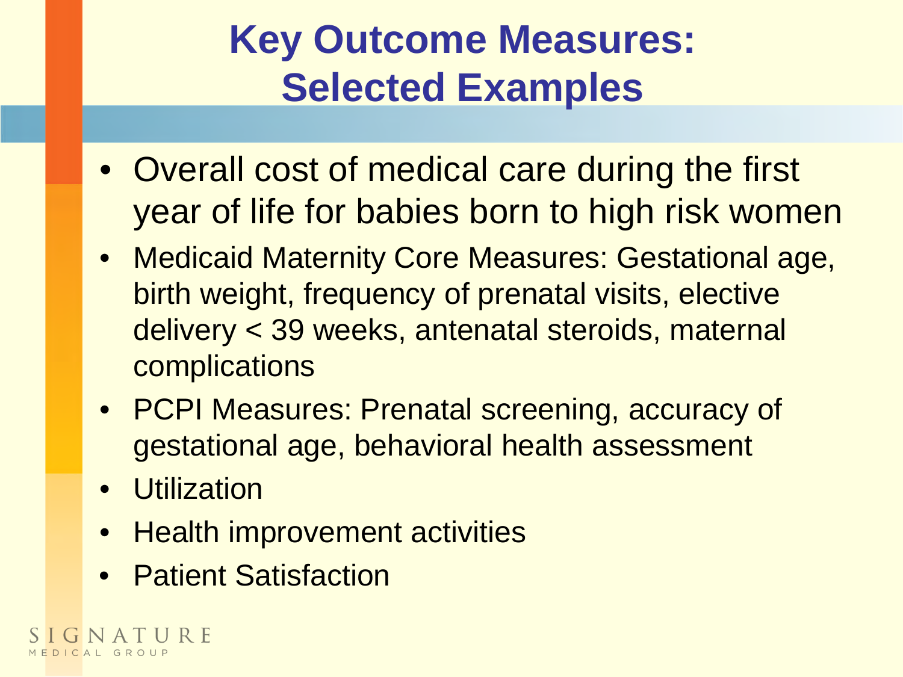# Key Outcome Measures: Selected Examples

- Overall cost of medical care during the first year of life for babies born to high risk women
- Medicaid Maternity Core Measures: Gestational age, birth weight, frequency of prenatal visits, elective delivery < 39 weeks, antenatal steroids, maternal complications
- PCPI Measures: Prenatal screening, accuracy of gestational age, behavioral health assessment
- Utilization
- Health improvement activities
- Patient Satisfaction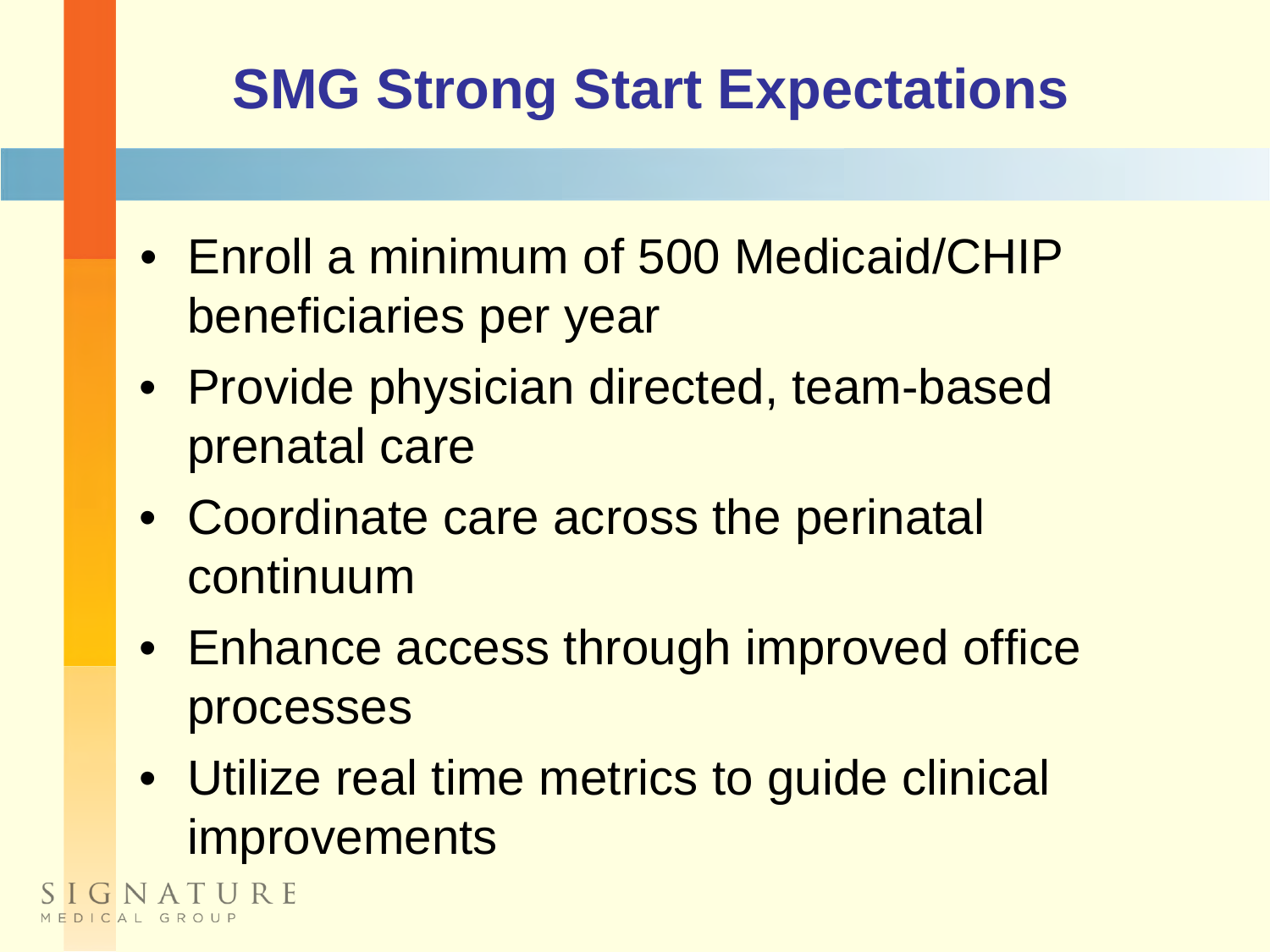# SMG Strong Start Expectations

- Enroll a minimum of 500 Medicaid/CHIP beneficiaries per year
- Provide physician directed, team-based prenatal care
- Coordinate care across the perinatal continuum
- Enhance access through improved office processes
- Utilize real time metrics to guide clinical improvements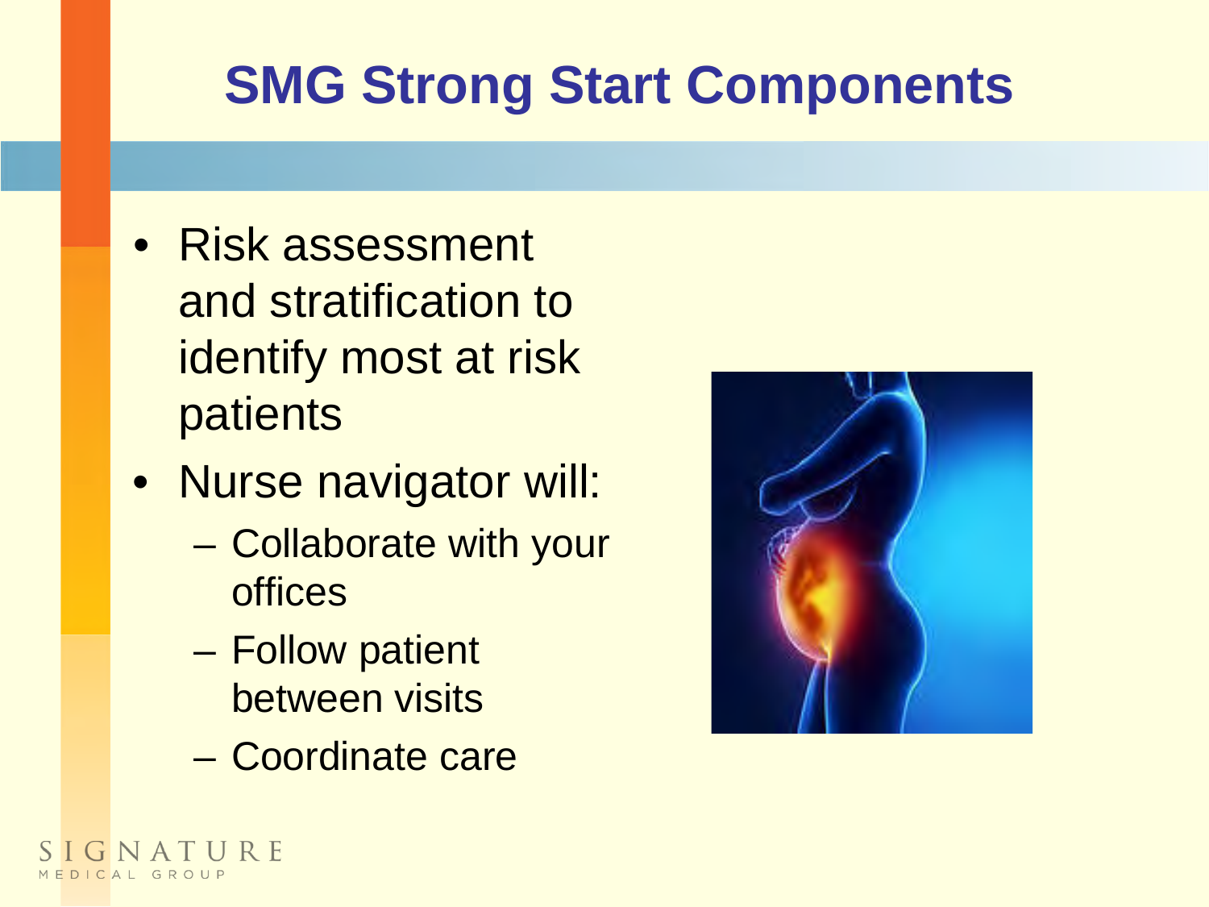# SMG Strong Start Components

- Risk assessment and stratification to identify most at risk patients
- Nurse navigator will:
  - Collaborate with your offices
  - Follow patient between visits
  - Coordinate care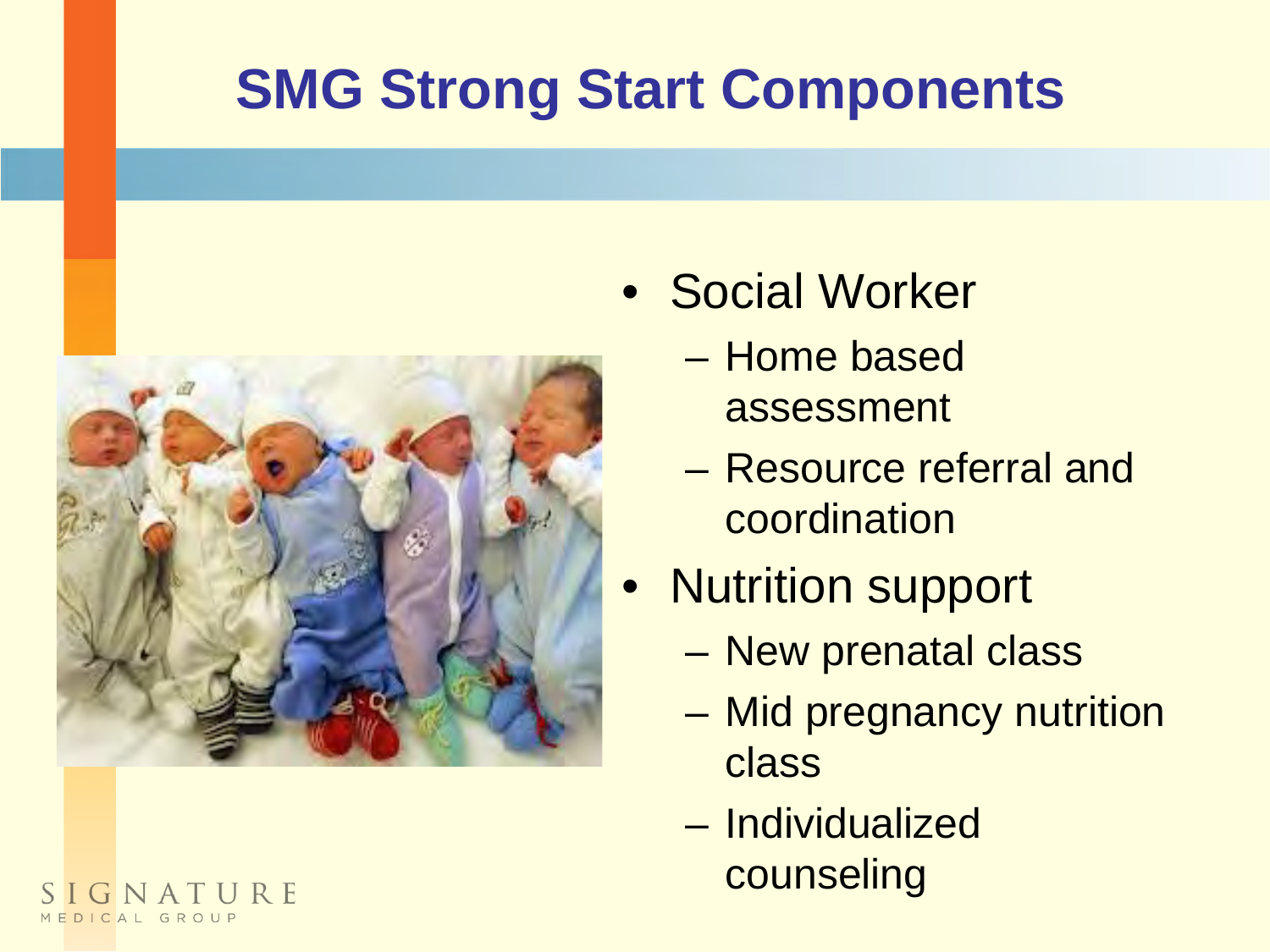# SMG Strong Start Components

- Social Worker
  - Home based assessment
  - Resource referral and coordination
- Nutrition support
  - New prenatal class
  - Mid pregnancy nutrition class
  - Individualized counseling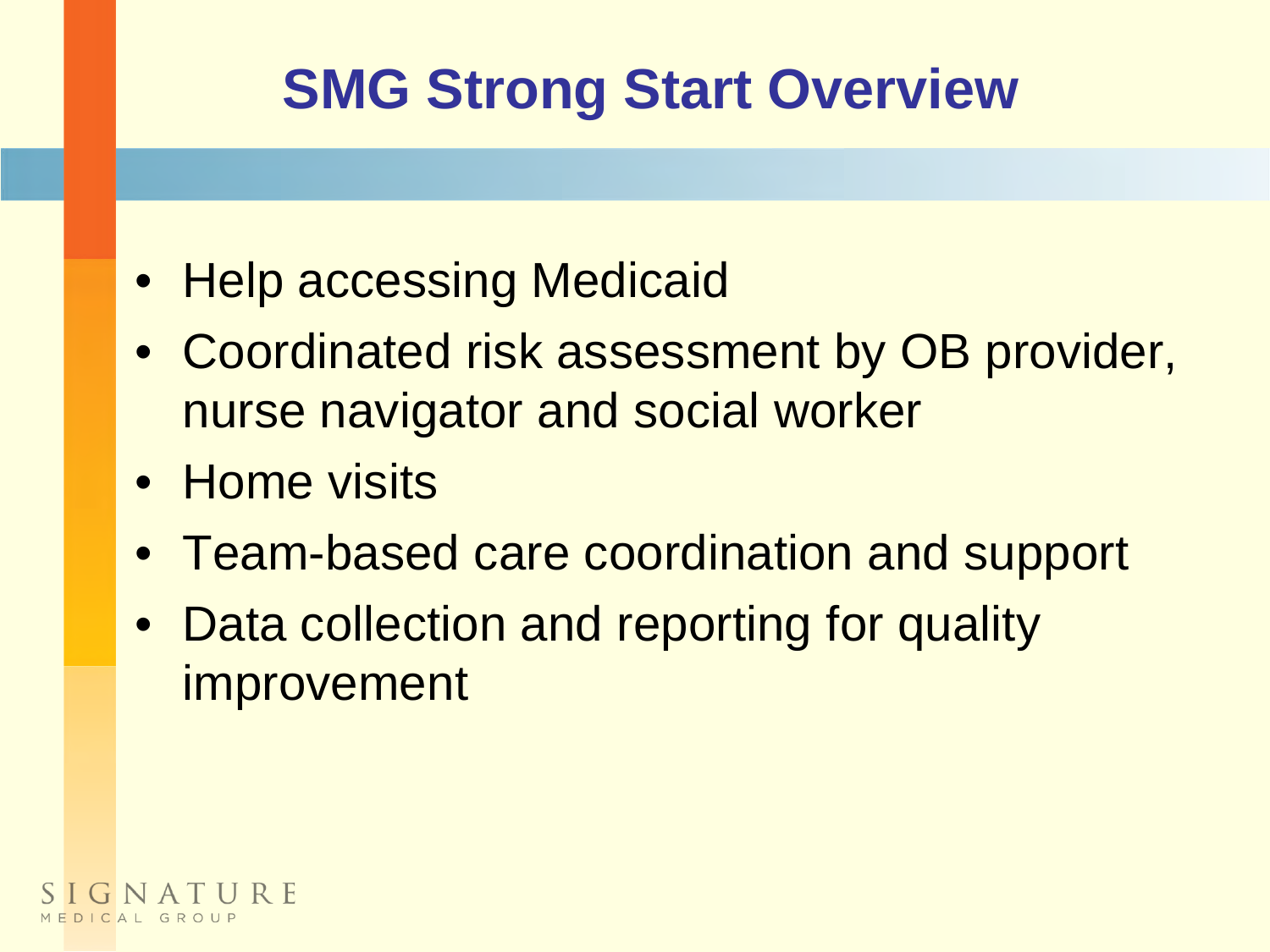# SMG Strong Start Overview

- Help accessing Medicaid
- Coordinated risk assessment by OB provider, nurse navigator and social worker
- Home visits
- Team-based care coordination and support
- Data collection and reporting for quality improvement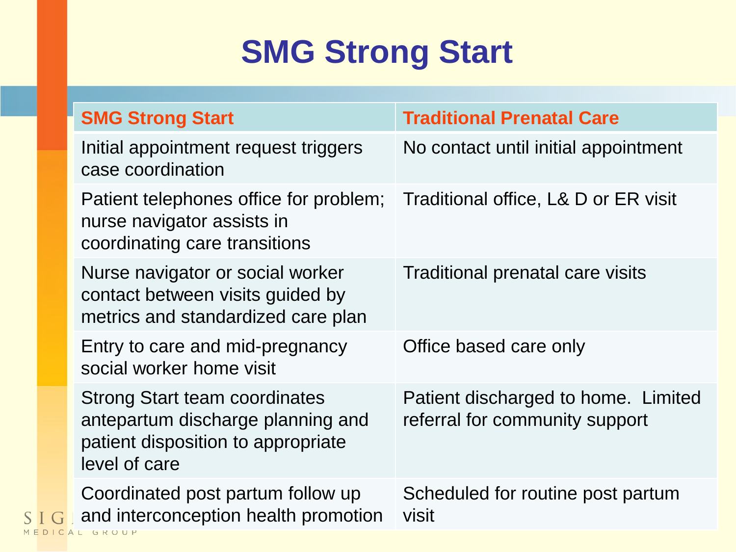# SMG Strong Start

| SMG Strong Start | Traditional Prenatal Care |
| --- | --- |
| Initial appointment request triggers case coordination | No contact until initial appointment |
| Patient telephones office for problem; nurse navigator assists in coordinating care transitions | Traditional office, L& D or ER visit |
| Nurse navigator or social worker contact between visits guided by metrics and standardized care plan | Traditional prenatal care visits |
| Entry to care and mid-pregnancy social worker home visit | Office based care only |
| Strong Start team coordinates antepartum discharge planning and patient disposition to appropriate level of care | Patient discharged to home. Limited referral for community support |
| Coordinated post partum follow up and interconception health promotion | Scheduled for routine post partum visit |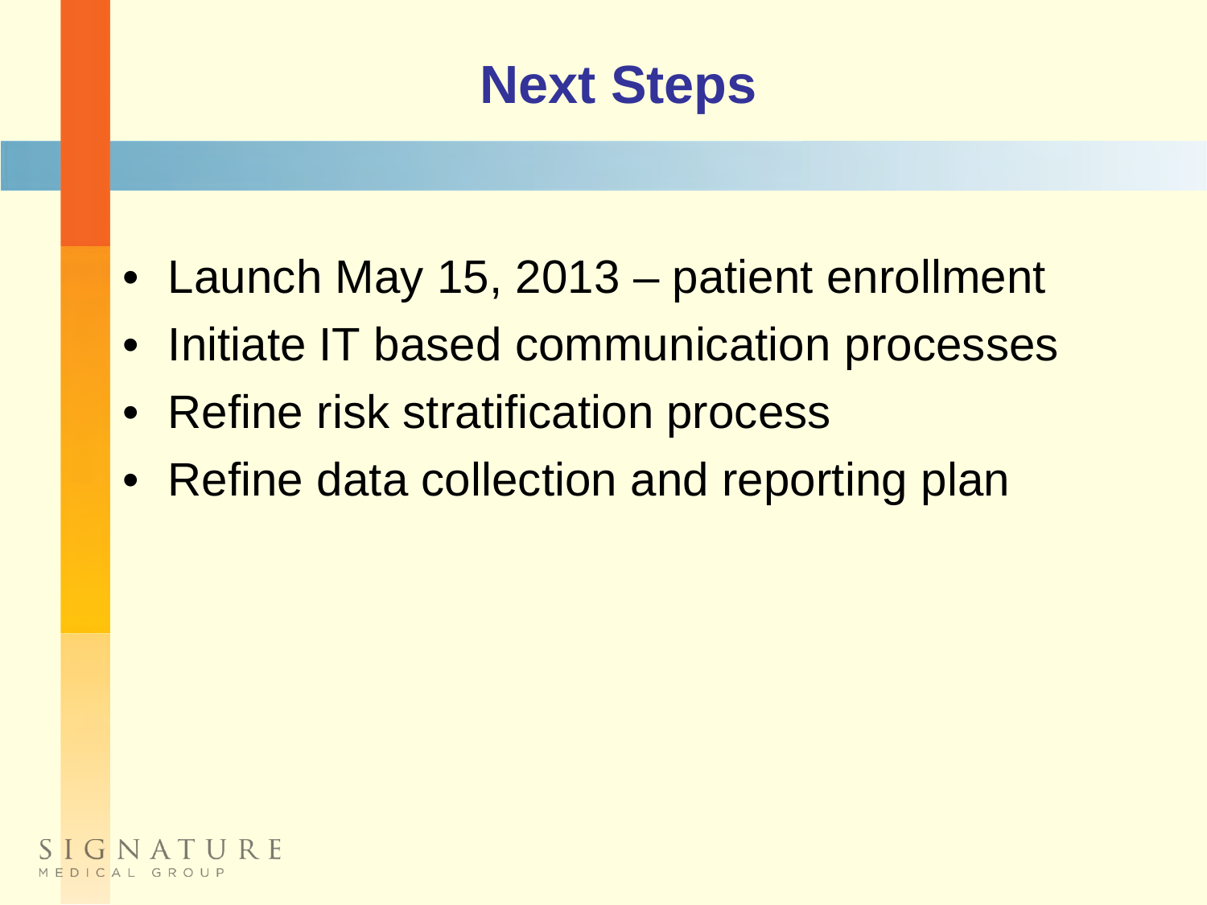# Next Steps

- Launch May 15, 2013 – patient enrollment
- Initiate IT based communication processes
- Refine risk stratification process
- Refine data collection and reporting plan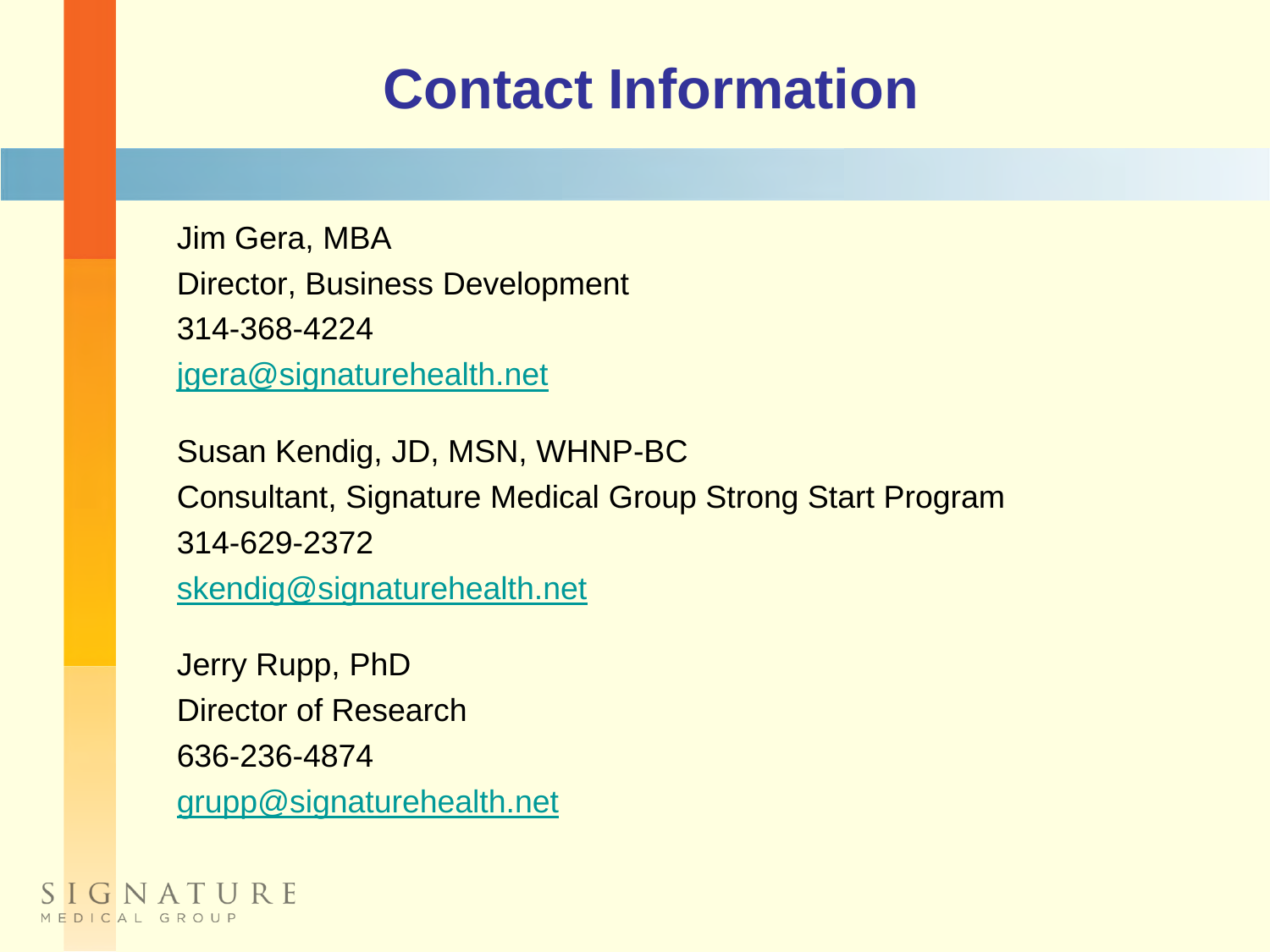# Contact Information

Jim Gera, MBA
Director, Business Development
314-368-4224
jgera@signaturehealth.net

Susan Kendig, JD, MSN, WHNP-BC
Consultant, Signature Medical Group Strong Start Program
314-629-2372
skendig@signaturehealth.net

Jerry Rupp, PhD
Director of Research
636-236-4874
grupp@signaturehealth.net

SIGNATURE
MEDICAL GROUP